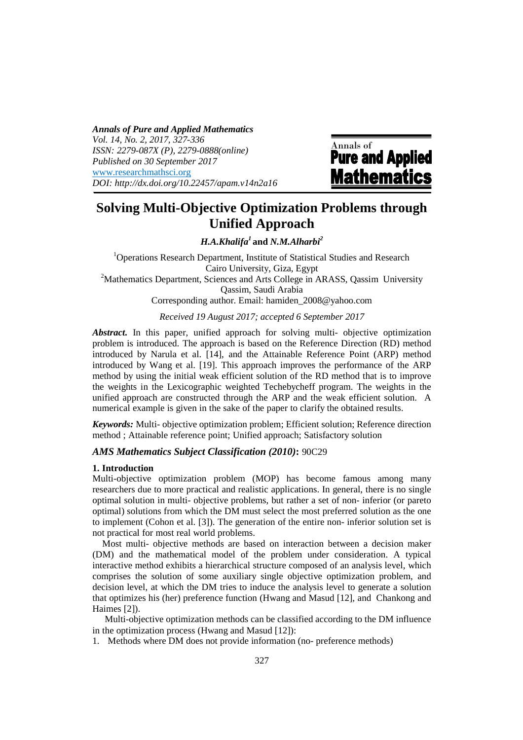# Solving Multi-Objective Optimization Problems through Unified Approach

***H.A.Khalifa*[1] and *N.M.Alharbi*[2]**

[1]Operations Research Department, Institute of Statistical Studies and Research
Cairo University, Giza, Egypt
[2]Mathematics Department, Sciences and Arts College in ARASS, Qassim University
Qassim, Saudi Arabia
Corresponding author. Email: hamiden_2008@yahoo.com

*Received 19 August 2017; accepted 6 September 2017*

***Abstract.*** In this paper, unified approach for solving multi- objective optimization problem is introduced. The approach is based on the Reference Direction (RD) method introduced by Narula et al. [14], and the Attainable Reference Point (ARP) method introduced by Wang et al. [19]. This approach improves the performance of the ARP method by using the initial weak efficient solution of the RD method that is to improve the weights in the Lexicographic weighted Techebycheff program. The weights in the unified approach are constructed through the ARP and the weak efficient solution. A numerical example is given in the sake of the paper to clarify the obtained results.

***Keywords:*** Multi- objective optimization problem; Efficient solution; Reference direction method ; Attainable reference point; Unified approach; Satisfactory solution

***AMS Mathematics Subject Classification (2010)*:** 90C29

**1. Introduction**

Multi-objective optimization problem (MOP) has become famous among many researchers due to more practical and realistic applications. In general, there is no single optimal solution in multi- objective problems, but rather a set of non- inferior (or pareto optimal) solutions from which the DM must select the most preferred solution as the one to implement (Cohon et al. [3]). The generation of the entire non- inferior solution set is not practical for most real world problems.

Most multi- objective methods are based on interaction between a decision maker (DM) and the mathematical model of the problem under consideration. A typical interactive method exhibits a hierarchical structure composed of an analysis level, which comprises the solution of some auxiliary single objective optimization problem, and decision level, at which the DM tries to induce the analysis level to generate a solution that optimizes his (her) preference function (Hwang and Masud [12], and Chankong and Haimes [2]).

Multi-objective optimization methods can be classified according to the DM influence in the optimization process (Hwang and Masud [12]):

1. Methods where DM does not provide information (no- preference methods)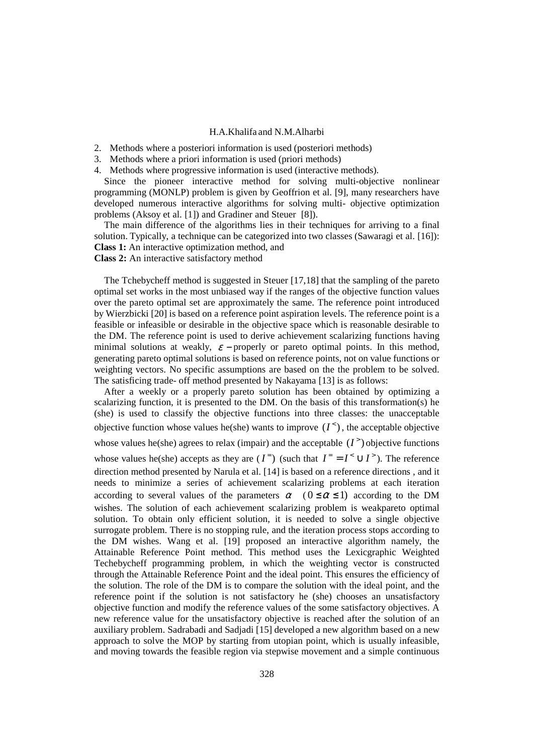2. Methods where a posteriori information is used (posteriori methods)
3. Methods where a priori information is used (priori methods)
4. Methods where progressive information is used (interactive methods).

Since the pioneer interactive method for solving multi-objective nonlinear programming (MONLP) problem is given by Geoffrion et al. [9], many researchers have developed numerous interactive algorithms for solving multi- objective optimization problems (Aksoy et al. [1]) and Gradiner and Steuer [8]).

The main difference of the algorithms lies in their techniques for arriving to a final solution. Typically, a technique can be categorized into two classes (Sawaragi et al. [16]):

**Class 1:** An interactive optimization method, and

**Class 2:** An interactive satisfactory method

The Tchebycheff method is suggested in Steuer [17,18] that the sampling of the pareto optimal set works in the most unbiased way if the ranges of the objective function values over the pareto optimal set are approximately the same. The reference point introduced by Wierzbicki [20] is based on a reference point aspiration levels. The reference point is a feasible or infeasible or desirable in the objective space which is reasonable desirable to the DM. The reference point is used to derive achievement scalarizing functions having minimal solutions at weakly, $\varepsilon -$properly or pareto optimal points. In this method, generating pareto optimal solutions is based on reference points, not on value functions or weighting vectors. No specific assumptions are based on the the problem to be solved. The satisficing trade- off method presented by Nakayama [13] is as follows:

After a weekly or a properly pareto solution has been obtained by optimizing a scalarizing function, it is presented to the DM. On the basis of this transformation(s) he (she) is used to classify the objective functions into three classes: the unacceptable objective function whose values he(she) wants to improve $(I^{<})$, the acceptable objective whose values he(she) agrees to relax (impair) and the acceptable $(I^{>})$ objective functions whose values he(she) accepts as they are $(I^{=})$ (such that $I^{=} = I^{<} \cup I^{>}$). The reference direction method presented by Narula et al. [14] is based on a reference directions , and it needs to minimize a series of achievement scalarizing problems at each iteration according to several values of the parameters $\alpha$ $(0 \leq \alpha \leq 1)$ according to the DM wishes. The solution of each achievement scalarizing problem is weakpareto optimal solution. To obtain only efficient solution, it is needed to solve a single objective surrogate problem. There is no stopping rule, and the iteration process stops according to the DM wishes. Wang et al. [19] proposed an interactive algorithm namely, the Attainable Reference Point method. This method uses the Lexicgraphic Weighted Techebycheff programming problem, in which the weighting vector is constructed through the Attainable Reference Point and the ideal point. This ensures the efficiency of the solution. The role of the DM is to compare the solution with the ideal point, and the reference point if the solution is not satisfactory he (she) chooses an unsatisfactory objective function and modify the reference values of the some satisfactory objectives. A new reference value for the unsatisfactory objective is reached after the solution of an auxiliary problem. Sadrabadi and Sadjadi [15] developed a new algorithm based on a new approach to solve the MOP by starting from utopian point, which is usually infeasible, and moving towards the feasible region via stepwise movement and a simple continuous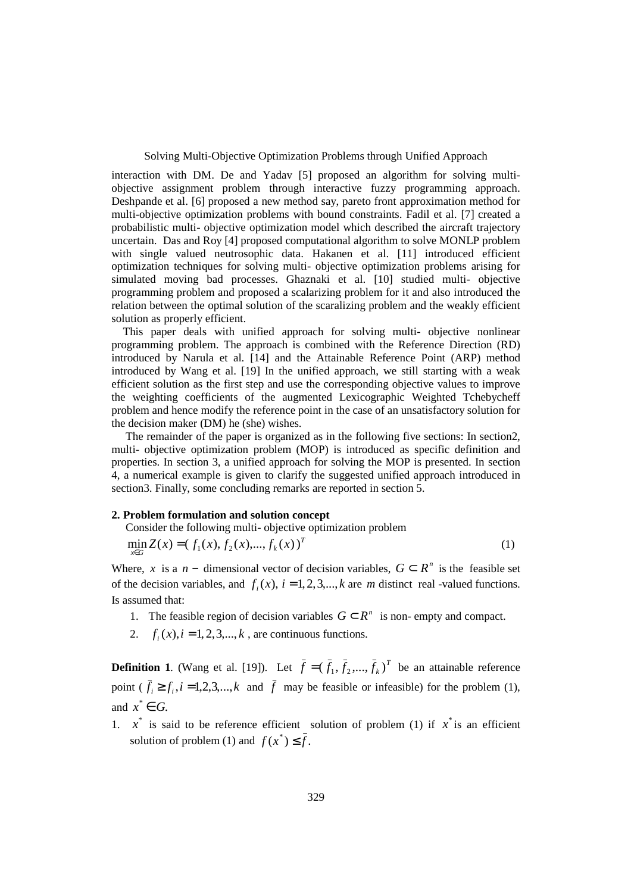interaction with DM. De and Yadav [5] proposed an algorithm for solving multi-objective assignment problem through interactive fuzzy programming approach. Deshpande et al. [6] proposed a new method say, pareto front approximation method for multi-objective optimization problems with bound constraints. Fadil et al. [7] created a probabilistic multi- objective optimization model which described the aircraft trajectory uncertain. Das and Roy [4] proposed computational algorithm to solve MONLP problem with single valued neutrosophic data. Hakanen et al. [11] introduced efficient optimization techniques for solving multi- objective optimization problems arising for simulated moving bad processes. Ghaznaki et al. [10] studied multi- objective programming problem and proposed a scalarizing problem for it and also introduced the relation between the optimal solution of the scaralizing problem and the weakly efficient solution as properly efficient.

This paper deals with unified approach for solving multi- objective nonlinear programming problem. The approach is combined with the Reference Direction (RD) introduced by Narula et al. [14] and the Attainable Reference Point (ARP) method introduced by Wang et al. [19] In the unified approach, we still starting with a weak efficient solution as the first step and use the corresponding objective values to improve the weighting coefficients of the augmented Lexicographic Weighted Tchebycheff problem and hence modify the reference point in the case of an unsatisfactory solution for the decision maker (DM) he (she) wishes.

The remainder of the paper is organized as in the following five sections: In section2, multi- objective optimization problem (MOP) is introduced as specific definition and properties. In section 3, a unified approach for solving the MOP is presented. In section 4, a numerical example is given to clarify the suggested unified approach introduced in section3. Finally, some concluding remarks are reported in section 5.

## 2. Problem formulation and solution concept

Consider the following multi- objective optimization problem

$$\min_{x \in G} Z(x) = (f_1(x), f_2(x), ..., f_k(x))^T \tag{1}$$

Where, $x$ is a $n-$ dimensional vector of decision variables, $G \subset R^n$ is the feasible set of the decision variables, and $f_i(x),\ i = 1,2,3,...,k$ are $m$ distinct real -valued functions. Is assumed that:

1. The feasible region of decision variables $G \subset R^n$ is non- empty and compact.
2. $f_i(x), i = 1,2,3,...,k$ , are continuous functions.

**Definition 1**. (Wang et al. [19]). Let $\bar{f} = (\bar{f}_1, \bar{f}_2, ..., \bar{f}_k)^T$ be an attainable reference point ( $\bar{f}_i \geq f_i, i = 1,2,3,...,k$ and $\bar{f}$ may be feasible or infeasible) for the problem (1), and $x^* \in G$.

1. $x^*$ is said to be reference efficient solution of problem (1) if $x^*$ is an efficient solution of problem (1) and $f(x^*) \leq \bar{f}$.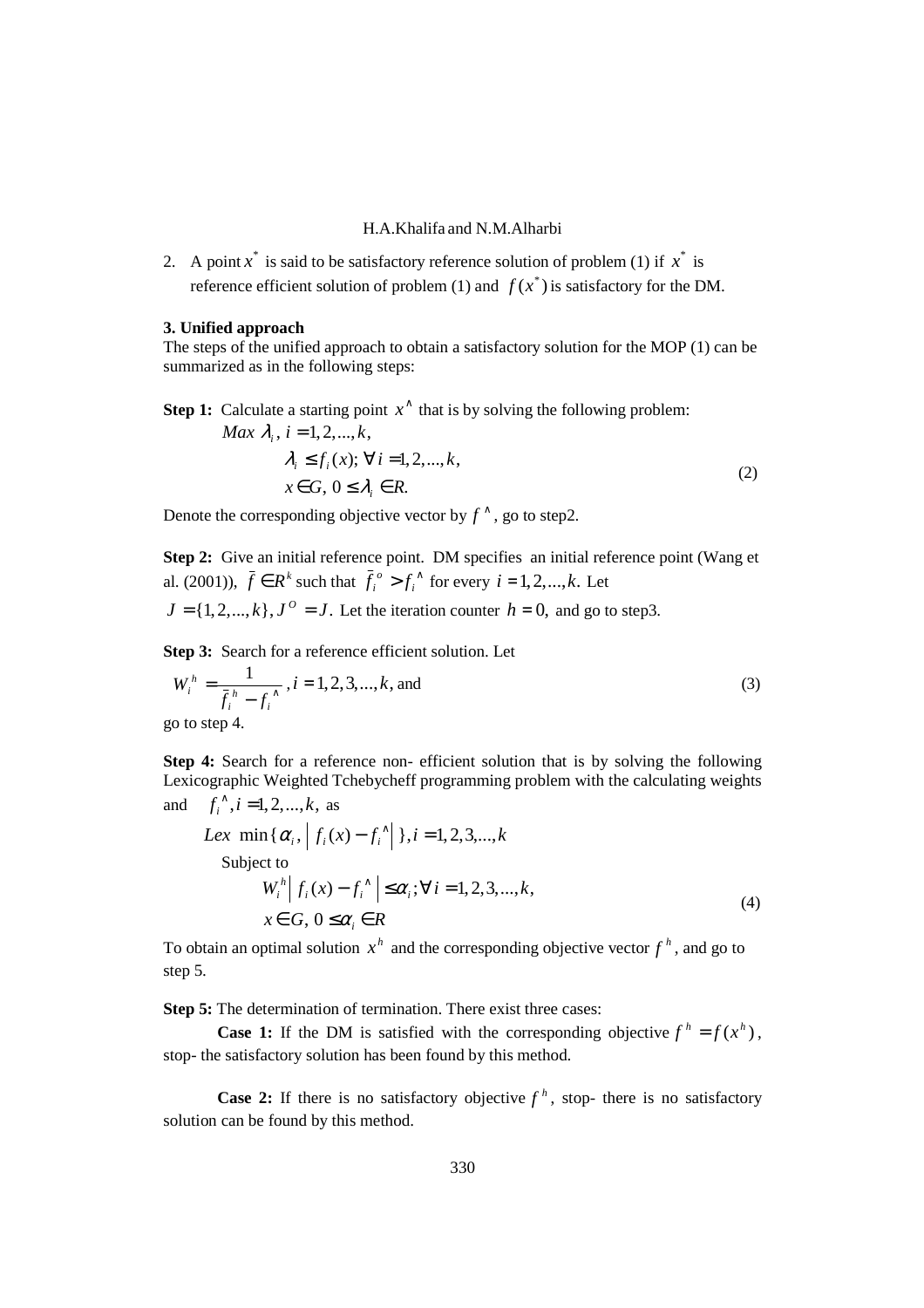2. A point $x^*$ is said to be satisfactory reference solution of problem (1) if $x^*$ is reference efficient solution of problem (1) and $f(x^*)$ is satisfactory for the DM.

### 3. Unified approach

The steps of the unified approach to obtain a satisfactory solution for the MOP (1) can be summarized as in the following steps:

**Step 1:** Calculate a starting point $x^\wedge$ that is by solving the following problem:

$$
\begin{aligned}
&Max\ \lambda_i,\ i = 1, 2, ..., k, \\
&\quad \lambda_i \le f_i(x);\ \forall\ i = 1, 2, ..., k, \\
&\quad x \in G,\ 0 \le \lambda_i \in R.
\end{aligned}
\tag{2}
$$

Denote the corresponding objective vector by $f^\wedge$, go to step2.

**Step 2:** Give an initial reference point. DM specifies an initial reference point (Wang et al. (2001)), $\bar{f} \in R^k$ such that $\bar{f}_i^{\,o} > f_i^\wedge$ for every $i = 1, 2, ..., k.$ Let $J = \{1, 2, ..., k\}, J^O = J.$ Let the iteration counter $h = 0,$ and go to step3.

**Step 3:** Search for a reference efficient solution. Let

$$
W_i^h = \frac{1}{\bar{f}_i^{\,h} - f_i^\wedge},\ i = 1, 2, 3, ..., k, \text{ and} \tag{3}
$$

go to step 4.

**Step 4:** Search for a reference non- efficient solution that is by solving the following Lexicographic Weighted Tchebycheff programming problem with the calculating weights and $f_i^\wedge, i = 1, 2, ..., k,$ as

$$
\begin{aligned}
&Lex\ \min\{\alpha_i, \left| f_i(x) - f_i^\wedge \right|\}, i = 1, 2, 3, ..., k \\
&\quad \text{Subject to} \\
&\qquad W_i^h \left| f_i(x) - f_i^\wedge \right| \le \alpha_i; \forall\ i = 1, 2, 3, ..., k, \\
&\qquad x \in G,\ 0 \le \alpha_i \in R
\end{aligned}
\tag{4}
$$

To obtain an optimal solution $x^h$ and the corresponding objective vector $f^h$, and go to step 5.

**Step 5:** The determination of termination. There exist three cases:

**Case 1:** If the DM is satisfied with the corresponding objective $f^h = f(x^h)$, stop- the satisfactory solution has been found by this method.

**Case 2:** If there is no satisfactory objective $f^h$, stop- there is no satisfactory solution can be found by this method.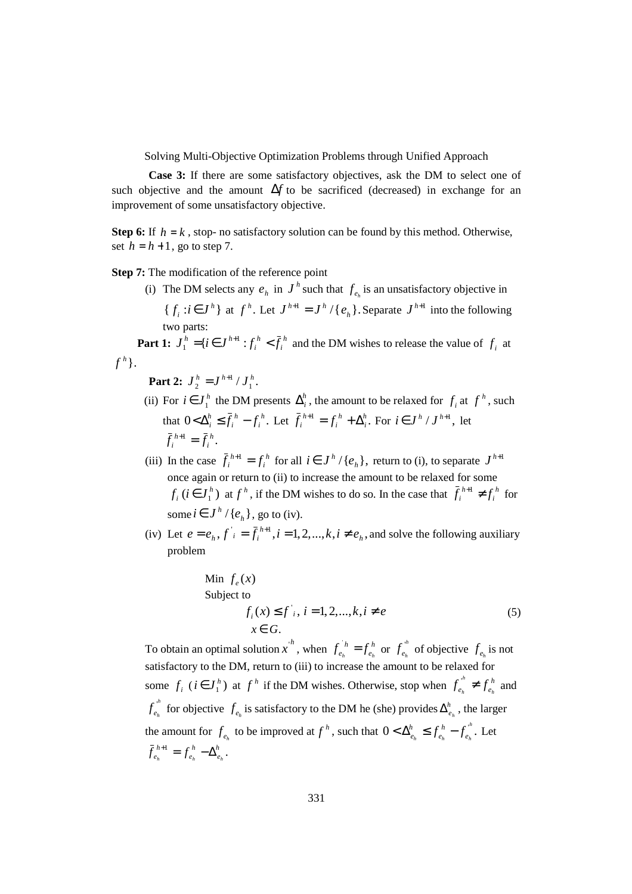**Case 3:** If there are some satisfactory objectives, ask the DM to select one of such objective and the amount $\Delta f$ to be sacrificed (decreased) in exchange for an improvement of some unsatisfactory objective.

**Step 6:** If $h = k$ , stop- no satisfactory solution can be found by this method. Otherwise, set $h = h+1$, go to step 7.

**Step 7:** The modification of the reference point

(i) The DM selects any $e_h$ in $J^h$ such that $f_{e_h}$ is an unsatisfactory objective in $\{f_i : i \in J^h\}$ at $f^h$. Let $J^{h+1} = J^h / \{e_h\}$. Separate $J^{h+1}$ into the following two parts:

**Part 1:** $J_1^h = \{i \in J^{h+1} : f_i^h < \bar{f}_i^h$ and the DM wishes to release the value of $f_i$ at $f^h\}$.

**Part 2:** $J_2^h = J^{h+1} / J_1^h$.

(ii) For $i \in J_1^h$ the DM presents $\Delta_i^h$, the amount to be relaxed for $f_i$ at $f^h$, such that $0 < \Delta_i^h \le \bar{f}_i^h - f_i^h$. Let $\bar{f}_i^{h+1} = f_i^h + \Delta_i^h$. For $i \in J^h / J^{h+1}$, let $\bar{f}_i^{h+1} = \bar{f}_i^h$.

(iii) In the case $\bar{f}_i^{h+1} = f_i^h$ for all $i \in J^h / \{e_h\}$, return to (i), to separate $J^{h+1}$ once again or return to (ii) to increase the amount to be relaxed for some $f_i\ (i \in J_1^h)$ at $f^h$, if the DM wishes to do so. In the case that $\bar{f}_i^{h+1} \ne f_i^h$ for some $i \in J^h / \{e_h\}$, go to (iv).

(iv) Let $e = e_h$, $f'_i = \bar{f}_i^{h+1}, i = 1,2,...,k, i \ne e_h$, and solve the following auxiliary problem

$$
\begin{aligned}
&\text{Min } f_e(x) \\
&\text{Subject to} \\
&\qquad f_i(x) \le f'_i,\ i = 1,2,...,k, i \ne e \\
&\qquad x \in G.
\end{aligned}
\tag{5}
$$

To obtain an optimal solution $x'^h$, when $f'^h_{e_h} = f^h_{e_h}$ or $f'^h_{e_h}$ of objective $f_{e_h}$ is not satisfactory to the DM, return to (iii) to increase the amount to be relaxed for some $f_i\ (i \in J_1^h)$ at $f^h$ if the DM wishes. Otherwise, stop when $f'^h_{e_h} \ne f^h_{e_h}$ and $f'^h_{e_h}$ for objective $f_{e_h}$ is satisfactory to the DM he (she) provides $\Delta^h_{e_h}$, the larger the amount for $f_{e_h}$ to be improved at $f^h$, such that $0 < \Delta^h_{e_h} \le f^h_{e_h} - f'^h_{e_h}$. Let $\bar{f}^{h+1}_{e_h} = f^h_{e_h} - \Delta^h_{e_h}$.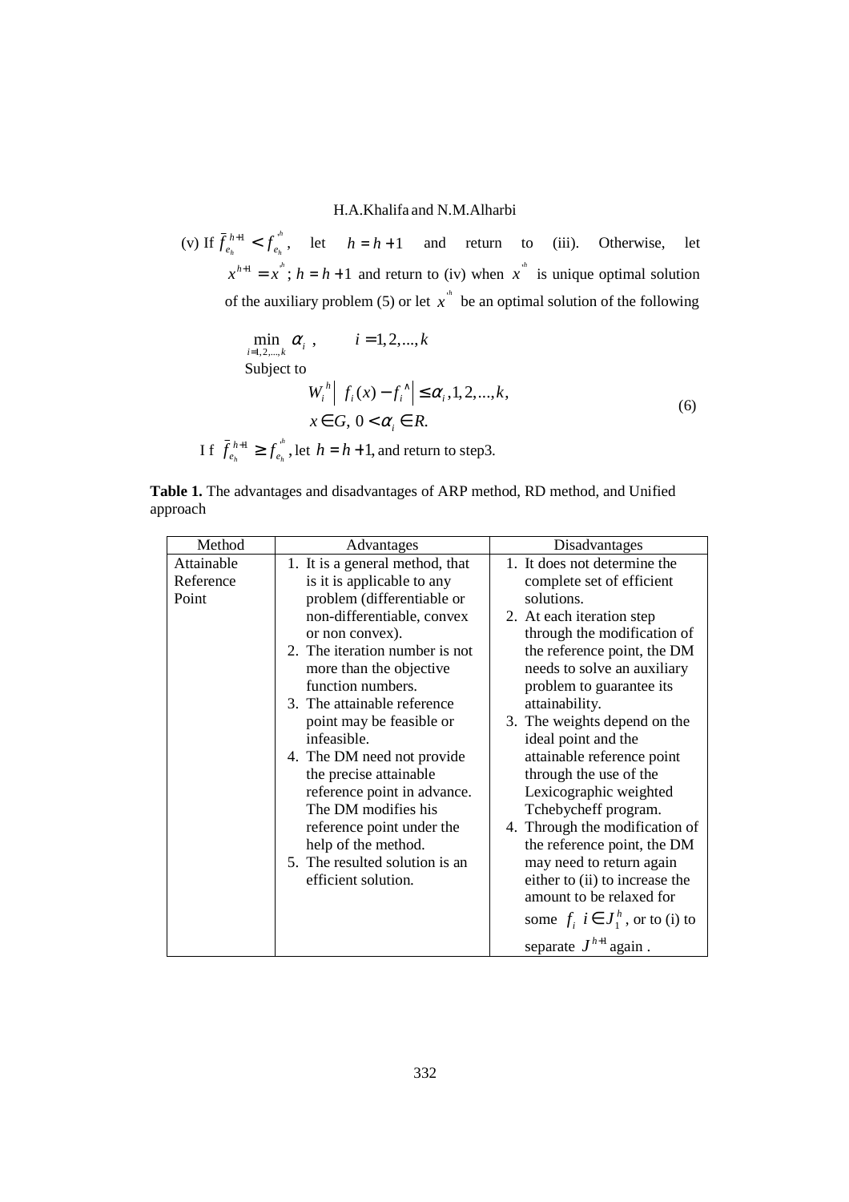(v) If $\bar{f}_{e_h}^{h+1} < f_{e_h}^{*h}$, let $h = h+1$ and return to (iii). Otherwise, let $x^{h+1} = x^{*h}$; $h = h+1$ and return to (iv) when $x^{*h}$ is unique optimal solution of the auxiliary problem (5) or let $x^{*h}$ be an optimal solution of the following

$$\min_{i=1,2,...,k} \alpha_i , \qquad i = 1,2,...,k$$

Subject to

$$\begin{aligned} &W_i^h \left| f_i(x) - f_i^{\wedge} \right| \le \alpha_i , 1,2,...,k, \\ &x \in G,\ 0 < \alpha_i \in R. \end{aligned} \tag{6}$$

If $\bar{f}_{e_h}^{h+1} \ge f_{e_h}^{*h}$, let $h = h+1$, and return to step3.

**Table 1.** The advantages and disadvantages of ARP method, RD method, and Unified approach

| Method | Advantages | Disadvantages |
|---|---|---|
| Attainable Reference Point | 1. It is a general method, that is it is applicable to any problem (differentiable or non-differentiable, convex or non convex).<br>2. The iteration number is not more than the objective function numbers.<br>3. The attainable reference point may be feasible or infeasible.<br>4. The DM need not provide the precise attainable reference point in advance. The DM modifies his reference point under the help of the method.<br>5. The resulted solution is an efficient solution. | 1. It does not determine the complete set of efficient solutions.<br>2. At each iteration step through the modification of the reference point, the DM needs to solve an auxiliary problem to guarantee its attainability.<br>3. The weights depend on the ideal point and the attainable reference point through the use of the Lexicographic weighted Tchebycheff program.<br>4. Through the modification of the reference point, the DM may need to return again either to (ii) to increase the amount to be relaxed for some $f_i$ $i \in J_1^h$, or to (i) to separate $J^{h+1}$ again . |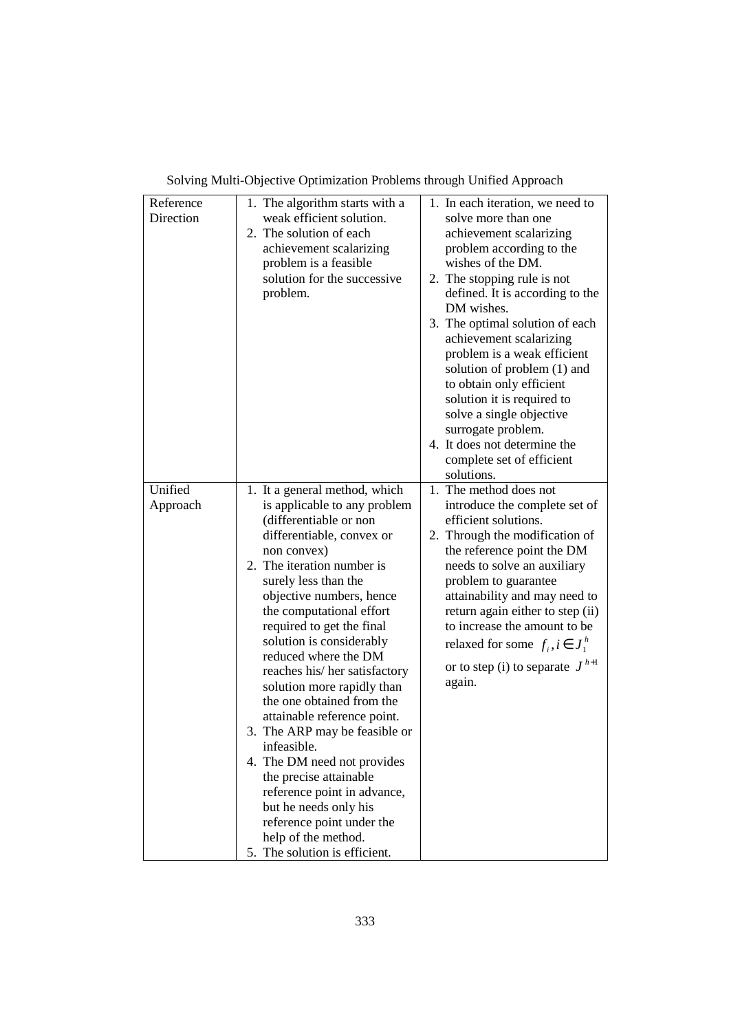| Reference Direction | 1. The algorithm starts with a weak efficient solution.<br>2. The solution of each achievement scalarizing problem is a feasible solution for the successive problem. | 1. In each iteration, we need to solve more than one achievement scalarizing problem according to the wishes of the DM.<br>2. The stopping rule is not defined. It is according to the DM wishes.<br>3. The optimal solution of each achievement scalarizing problem is a weak efficient solution of problem (1) and to obtain only efficient solution it is required to solve a single objective surrogate problem.<br>4. It does not determine the complete set of efficient solutions. |
|---|---|---|
| Unified Approach | 1. It a general method, which is applicable to any problem (differentiable or non differentiable, convex or non convex)<br>2. The iteration number is surely less than the objective numbers, hence the computational effort required to get the final solution is considerably reduced where the DM reaches his/ her satisfactory solution more rapidly than the one obtained from the attainable reference point.<br>3. The ARP may be feasible or infeasible.<br>4. The DM need not provides the precise attainable reference point in advance, but he needs only his reference point under the help of the method.<br>5. The solution is efficient. | 1. The method does not introduce the complete set of efficient solutions.<br>2. Through the modification of the reference point the DM needs to solve an auxiliary problem to guarantee attainability and may need to return again either to step (ii) to increase the amount to be relaxed for some $f_i, i \in J_1^h$ or to step (i) to separate $J^{h+1}$ again. |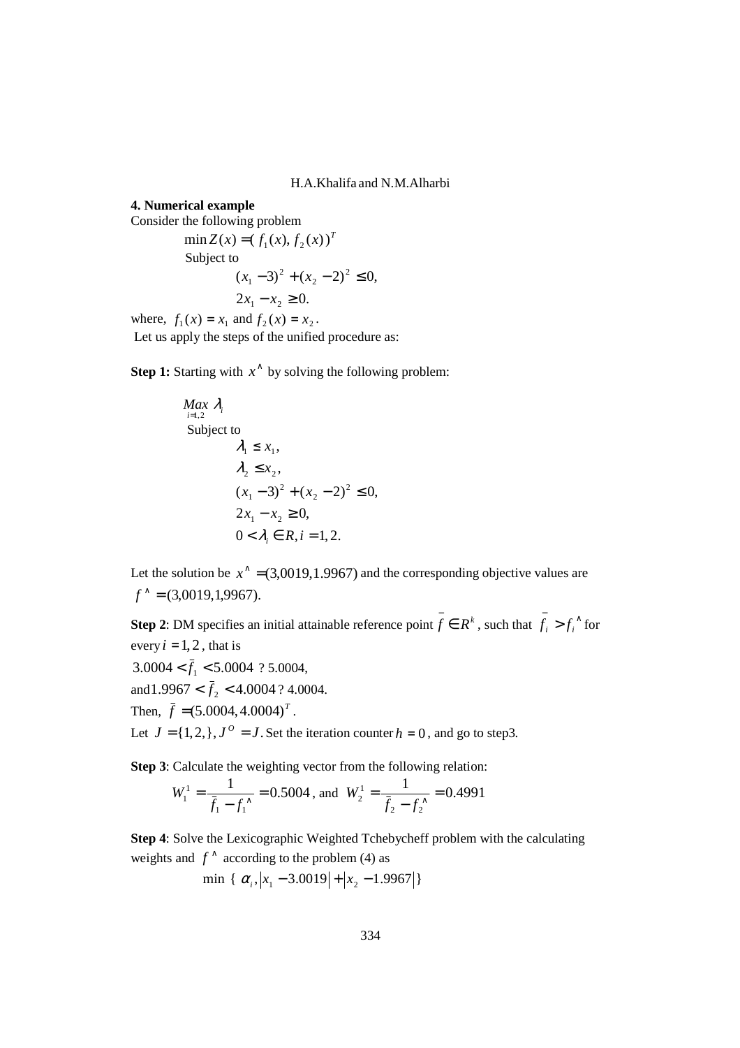## 4. Numerical example

Consider the following problem

$$\min Z(x) = (f_1(x), f_2(x))^T$$

Subject to

$$(x_1 - 3)^2 + (x_2 - 2)^2 \le 0,$$

$$2x_1 - x_2 \ge 0.$$

where, $f_1(x) = x_1$ and $f_2(x) = x_2$.

Let us apply the steps of the unified procedure as:

**Step 1:** Starting with $x^\wedge$ by solving the following problem:

$$\underset{i=1,2}{Max}\ \lambda_i$$

Subject to

$$\lambda_1 \le x_1,$$

$$\lambda_2 \le x_2,$$

$$(x_1 - 3)^2 + (x_2 - 2)^2 \le 0,$$

$$2x_1 - x_2 \ge 0,$$

$$0 < \lambda_i \in R, i = 1, 2.$$

Let the solution be $x^\wedge = (3{,}0019, 1.9967)$ and the corresponding objective values are $f^\wedge = (3{,}0019, 1{,}9967)$.

**Step 2**: DM specifies an initial attainable reference point $\bar{f} \in R^k$, such that $\bar{f}_i > f_i^\wedge$ for every $i = 1, 2$, that is

$3.0004 < \bar{f}_1 < 5.0004$ ? 5.0004,

and $1.9967 < \bar{f}_2 < 4.0004$ ? 4.0004.

Then, $\bar{f} = (5.0004, 4.0004)^T$.

Let $J = \{1, 2, \}, J^O = J$. Set the iteration counter $h = 0$, and go to step3.

**Step 3**: Calculate the weighting vector from the following relation:

$$W_1^1 = \frac{1}{\bar{f}_1 - f_1^\wedge} = 0.5004, \text{ and } W_2^1 = \frac{1}{\bar{f}_2 - f_2^\wedge} = 0.4991$$

**Step 4**: Solve the Lexicographic Weighted Tchebycheff problem with the calculating weights and $f^\wedge$ according to the problem (4) as

$$\min\ \{\ \alpha_i, |x_1 - 3.0019| + |x_2 - 1.9967|\}$$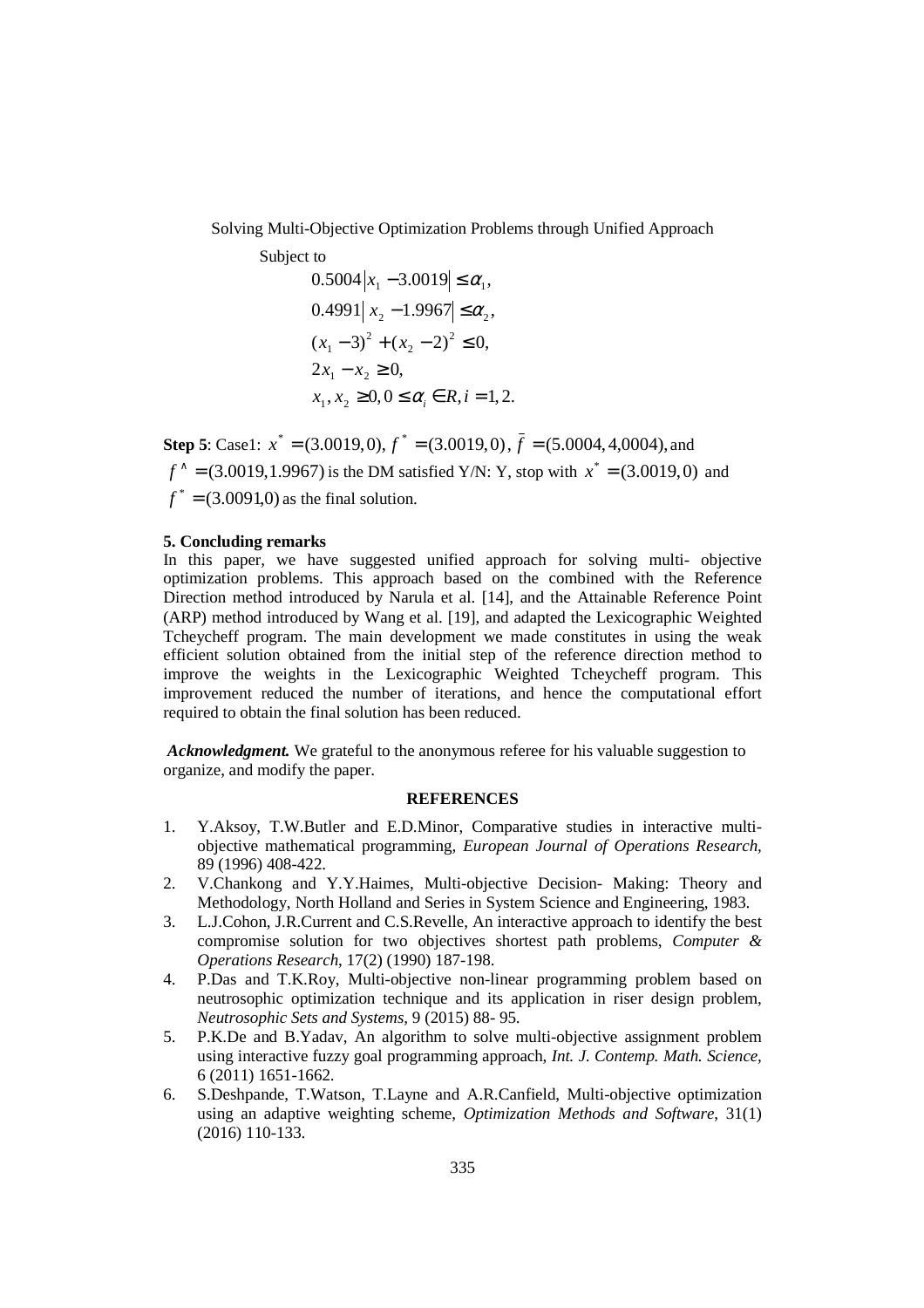Subject to

$$
\begin{aligned}
&0.5004\left|x_1 - 3.0019\right| \le \alpha_1,\\
&0.4991\left|x_2 - 1.9967\right| \le \alpha_2,\\
&(x_1 - 3)^2 + (x_2 - 2)^2 \le 0,\\
&2x_1 - x_2 \ge 0,\\
&x_1, x_2 \ge 0, 0 \le \alpha_i \in R, i = 1, 2.
\end{aligned}
$$

**Step 5**: Case1: $x^* = (3.0019, 0)$, $f^* = (3.0019, 0)$, $\bar{f} = (5.0004, 4,0004)$, and $f^\wedge = (3.0019, 1.9967)$ is the DM satisfied Y/N: Y, stop with $x^* = (3.0019, 0)$ and $f^* = (3.0091, 0)$ as the final solution.

### 5. Concluding remarks

In this paper, we have suggested unified approach for solving multi- objective optimization problems. This approach based on the combined with the Reference Direction method introduced by Narula et al. [14], and the Attainable Reference Point (ARP) method introduced by Wang et al. [19], and adapted the Lexicographic Weighted Tcheycheff program. The main development we made constitutes in using the weak efficient solution obtained from the initial step of the reference direction method to improve the weights in the Lexicographic Weighted Tcheycheff program. This improvement reduced the number of iterations, and hence the computational effort required to obtain the final solution has been reduced.

***Acknowledgment.*** We grateful to the anonymous referee for his valuable suggestion to organize, and modify the paper.

### REFERENCES

1. Y.Aksoy, T.W.Butler and E.D.Minor, Comparative studies in interactive multi-objective mathematical programming, *European Journal of Operations Research,* 89 (1996) 408-422.
2. V.Chankong and Y.Y.Haimes, Multi-objective Decision- Making: Theory and Methodology, North Holland and Series in System Science and Engineering, 1983.
3. L.J.Cohon, J.R.Current and C.S.Revelle, An interactive approach to identify the best compromise solution for two objectives shortest path problems, *Computer & Operations Research*, 17(2) (1990) 187-198.
4. P.Das and T.K.Roy, Multi-objective non-linear programming problem based on neutrosophic optimization technique and its application in riser design problem, *Neutrosophic Sets and Systems*, 9 (2015) 88- 95.
5. P.K.De and B.Yadav, An algorithm to solve multi-objective assignment problem using interactive fuzzy goal programming approach, *Int. J. Contemp. Math. Science,* 6 (2011) 1651-1662.
6. S.Deshpande, T.Watson, T.Layne and A.R.Canfield, Multi-objective optimization using an adaptive weighting scheme, *Optimization Methods and Software*, 31(1) (2016) 110-133.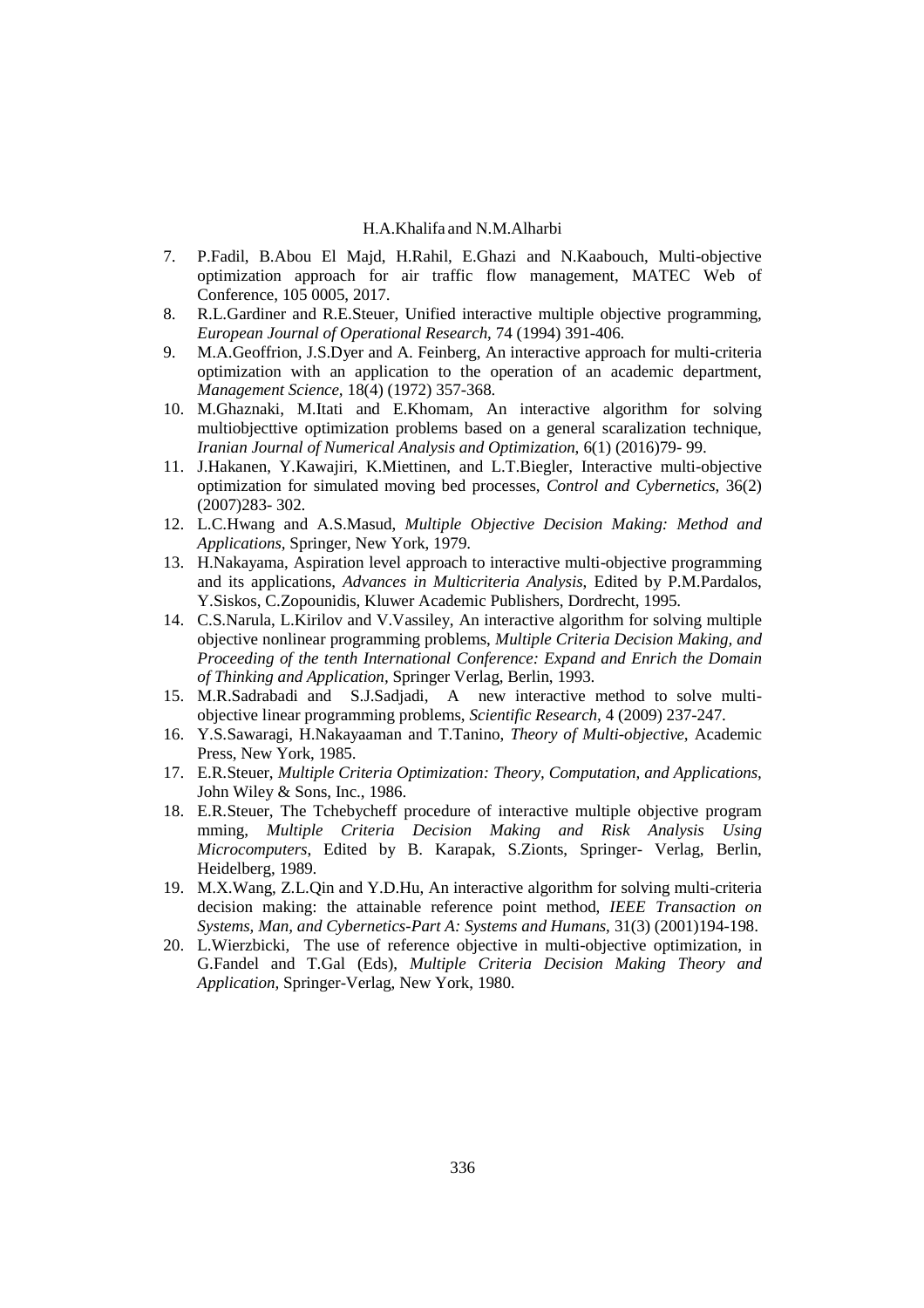7. P.Fadil, B.Abou El Majd, H.Rahil, E.Ghazi and N.Kaabouch, Multi-objective optimization approach for air traffic flow management, MATEC Web of Conference, 105 0005, 2017.
8. R.L.Gardiner and R.E.Steuer, Unified interactive multiple objective programming, *European Journal of Operational Research*, 74 (1994) 391-406.
9. M.A.Geoffrion, J.S.Dyer and A. Feinberg, An interactive approach for multi-criteria optimization with an application to the operation of an academic department, *Management Science*, 18(4) (1972) 357-368.
10. M.Ghaznaki, M.Itati and E.Khomam, An interactive algorithm for solving multiobjecttive optimization problems based on a general scaralization technique, *Iranian Journal of Numerical Analysis and Optimization*, 6(1) (2016)79- 99.
11. J.Hakanen, Y.Kawajiri, K.Miettinen, and L.T.Biegler, Interactive multi-objective optimization for simulated moving bed processes, *Control and Cybernetics*, 36(2) (2007)283- 302.
12. L.C.Hwang and A.S.Masud, *Multiple Objective Decision Making: Method and Applications*, Springer, New York, 1979.
13. H.Nakayama, Aspiration level approach to interactive multi-objective programming and its applications, *Advances in Multicriteria Analysis*, Edited by P.M.Pardalos, Y.Siskos, C.Zopounidis, Kluwer Academic Publishers, Dordrecht, 1995.
14. C.S.Narula, L.Kirilov and V.Vassiley, An interactive algorithm for solving multiple objective nonlinear programming problems, *Multiple Criteria Decision Making, and Proceeding of the tenth International Conference: Expand and Enrich the Domain of Thinking and Application*, Springer Verlag, Berlin, 1993.
15. M.R.Sadrabadi and S.J.Sadjadi, A new interactive method to solve multi-objective linear programming problems, *Scientific Research*, 4 (2009) 237-247.
16. Y.S.Sawaragi, H.Nakayaaman and T.Tanino, *Theory of Multi-objective*, Academic Press, New York, 1985.
17. E.R.Steuer, *Multiple Criteria Optimization: Theory, Computation, and Applications*, John Wiley & Sons, Inc., 1986.
18. E.R.Steuer, The Tchebycheff procedure of interactive multiple objective program mming, *Multiple Criteria Decision Making and Risk Analysis Using Microcomputers*, Edited by B. Karapak, S.Zionts, Springer- Verlag, Berlin, Heidelberg, 1989.
19. M.X.Wang, Z.L.Qin and Y.D.Hu, An interactive algorithm for solving multi-criteria decision making: the attainable reference point method, *IEEE Transaction on Systems, Man, and Cybernetics-Part A: Systems and Humans*, 31(3) (2001)194-198.
20. L.Wierzbicki, The use of reference objective in multi-objective optimization, in G.Fandel and T.Gal (Eds), *Multiple Criteria Decision Making Theory and Application*, Springer-Verlag, New York, 1980.